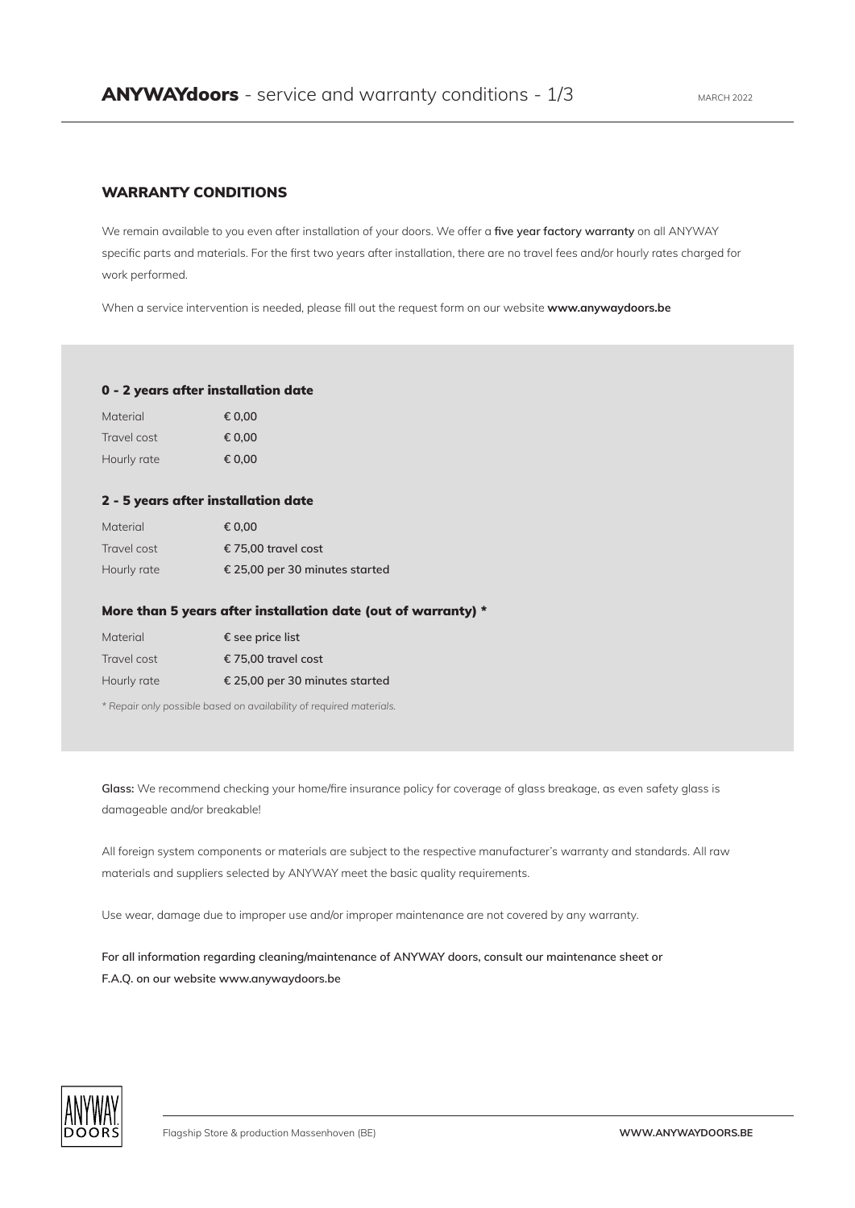# **ANYWAYdoors** - service and warranty conditions - 1/3

MARCH 2022

## WARRANTY CONDITIONS

We remain available to you even after installation of your doors. We offer a **five year factory warranty** on all ANYWAY specific parts and materials. For the first two years after installation, there are no travel fees and/or hourly rates charged for work performed.

When a service intervention is needed, please fill out the request form on our website **www.anywaydoors.be**

### 0 - 2 years after installation date

| | |
|---|---|
| Material | € 0,00 |
| Travel cost | € 0,00 |
| Hourly rate | € 0,00 |

### 2 - 5 years after installation date

| | |
|---|---|
| Material | € 0,00 |
| Travel cost | € 75,00 travel cost |
| Hourly rate | € 25,00 per 30 minutes started |

### More than 5 years after installation date (out of warranty) *

| | |
|---|---|
| Material | € see price list |
| Travel cost | € 75,00 travel cost |
| Hourly rate | € 25,00 per 30 minutes started |

*\* Repair only possible based on availability of required materials.*

**Glass:** We recommend checking your home/fire insurance policy for coverage of glass breakage, as even safety glass is damageable and/or breakable!

All foreign system components or materials are subject to the respective manufacturer's warranty and standards. All raw materials and suppliers selected by ANYWAY meet the basic quality requirements.

Use wear, damage due to improper use and/or improper maintenance are not covered by any warranty.

**For all information regarding cleaning/maintenance of ANYWAY doors, consult our maintenance sheet or F.A.Q. on our website www.anywaydoors.be**

Flagship Store & production Massenhoven (BE)

**WWW.ANYWAYDOORS.BE**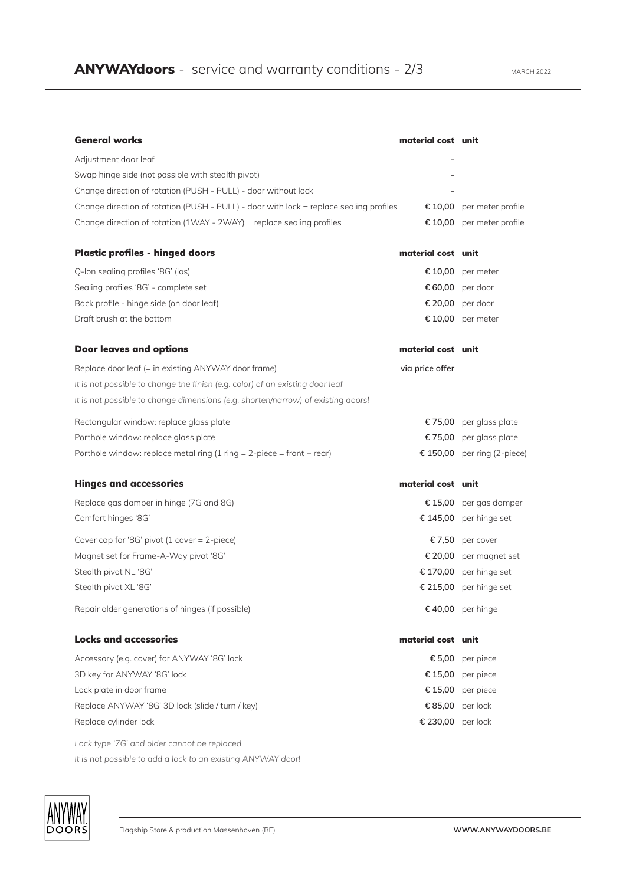| General works | material cost | unit |
|---|---|---|
| Adjustment door leaf | - | |
| Swap hinge side (not possible with stealth pivot) | - | |
| Change direction of rotation (PUSH - PULL) - door without lock | - | |
| Change direction of rotation (PUSH - PULL) - door with lock = replace sealing profiles | € 10,00 | per meter profile |
| Change direction of rotation (1WAY - 2WAY) = replace sealing profiles | € 10,00 | per meter profile |

| Plastic profiles - hinged doors | material cost | unit |
|---|---|---|
| Q-lon sealing profiles '8G' (los) | € 10,00 | per meter |
| Sealing profiles '8G' - complete set | € 60,00 | per door |
| Back profile - hinge side (on door leaf) | € 20,00 | per door |
| Draft brush at the bottom | € 10,00 | per meter |

| Door leaves and options | material cost | unit |
|---|---|---|
| Replace door leaf (= in existing ANYWAY door frame) | via price offer | |
| *It is not possible to change the finish (e.g. color) of an existing door leaf* | | |
| *It is not possible to change dimensions (e.g. shorten/narrow) of existing doors!* | | |
| Rectangular window: replace glass plate | € 75,00 | per glass plate |
| Porthole window: replace glass plate | € 75,00 | per glass plate |
| Porthole window: replace metal ring (1 ring = 2-piece = front + rear) | € 150,00 | per ring (2-piece) |

| Hinges and accessories | material cost | unit |
|---|---|---|
| Replace gas damper in hinge (7G and 8G) | € 15,00 | per gas damper |
| Comfort hinges '8G' | € 145,00 | per hinge set |
| Cover cap for '8G' pivot (1 cover = 2-piece) | € 7,50 | per cover |
| Magnet set for Frame-A-Way pivot '8G' | € 20,00 | per magnet set |
| Stealth pivot NL '8G' | € 170,00 | per hinge set |
| Stealth pivot XL '8G' | € 215,00 | per hinge set |
| Repair older generations of hinges (if possible) | € 40,00 | per hinge |

| Locks and accessories | material cost | unit |
|---|---|---|
| Accessory (e.g. cover) for ANYWAY '8G' lock | € 5,00 | per piece |
| 3D key for ANYWAY '8G' lock | € 15,00 | per piece |
| Lock plate in door frame | € 15,00 | per piece |
| Replace ANYWAY '8G' 3D lock (slide / turn / key) | € 85,00 | per lock |
| Replace cylinder lock | € 230,00 | per lock |

*Lock type '7G' and older cannot be replaced*

*It is not possible to add a lock to an existing ANYWAY door!*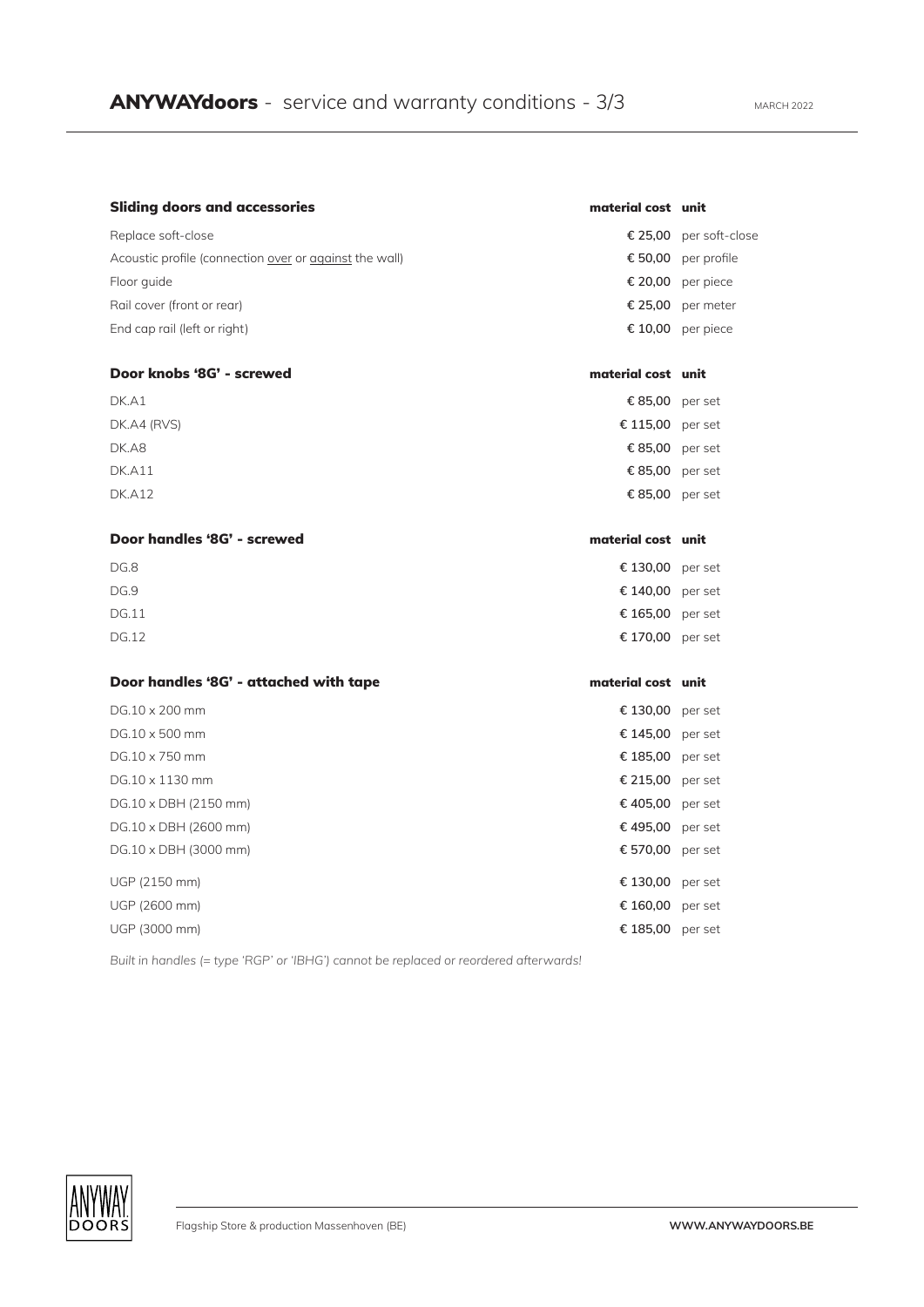# ANYWAYdoors - service and warranty conditions - 3/3

MARCH 2022

| Sliding doors and accessories | material cost | unit |
|---|---|---|
| Replace soft-close | € 25,00 | per soft-close |
| Acoustic profile (connection over or against the wall) | € 50,00 | per profile |
| Floor guide | € 20,00 | per piece |
| Rail cover (front or rear) | € 25,00 | per meter |
| End cap rail (left or right) | € 10,00 | per piece |

| Door knobs '8G' - screwed | material cost | unit |
|---|---|---|
| DK.A1 | € 85,00 | per set |
| DK.A4 (RVS) | € 115,00 | per set |
| DK.A8 | € 85,00 | per set |
| DK.A11 | € 85,00 | per set |
| DK.A12 | € 85,00 | per set |

| Door handles '8G' - screwed | material cost | unit |
|---|---|---|
| DG.8 | € 130,00 | per set |
| DG.9 | € 140,00 | per set |
| DG.11 | € 165,00 | per set |
| DG.12 | € 170,00 | per set |

| Door handles '8G' - attached with tape | material cost | unit |
|---|---|---|
| DG.10 x 200 mm | € 130,00 | per set |
| DG.10 x 500 mm | € 145,00 | per set |
| DG.10 x 750 mm | € 185,00 | per set |
| DG.10 x 1130 mm | € 215,00 | per set |
| DG.10 x DBH (2150 mm) | € 405,00 | per set |
| DG.10 x DBH (2600 mm) | € 495,00 | per set |
| DG.10 x DBH (3000 mm) | € 570,00 | per set |
| UGP (2150 mm) | € 130,00 | per set |
| UGP (2600 mm) | € 160,00 | per set |
| UGP (3000 mm) | € 185,00 | per set |

*Built in handles (= type 'RGP' or 'IBHG') cannot be replaced or reordered afterwards!*

Flagship Store & production Massenhoven (BE)

WWW.ANYWAYDOORS.BE